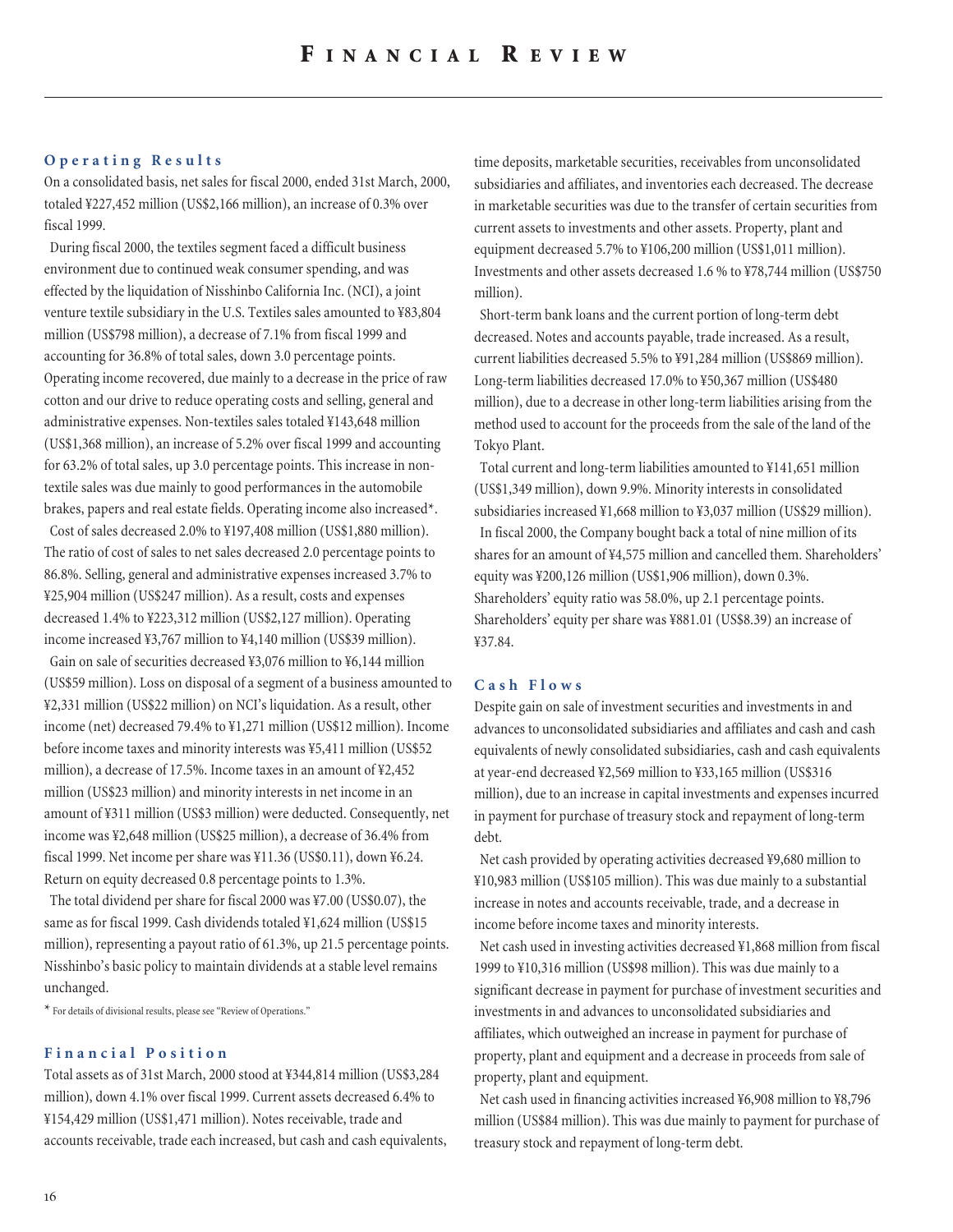# Financial Review

## Operating Results

On a consolidated basis, net sales for fiscal 2000, ended 31st March, 2000, totaled ¥227,452 million (US$2,166 million), an increase of 0.3% over fiscal 1999.

During fiscal 2000, the textiles segment faced a difficult business environment due to continued weak consumer spending, and was effected by the liquidation of Nisshinbo California Inc. (NCI), a joint venture textile subsidiary in the U.S. Textiles sales amounted to ¥83,804 million (US$798 million), a decrease of 7.1% from fiscal 1999 and accounting for 36.8% of total sales, down 3.0 percentage points. Operating income recovered, due mainly to a decrease in the price of raw cotton and our drive to reduce operating costs and selling, general and administrative expenses. Non-textiles sales totaled ¥143,648 million (US$1,368 million), an increase of 5.2% over fiscal 1999 and accounting for 63.2% of total sales, up 3.0 percentage points. This increase in non-textile sales was due mainly to good performances in the automobile brakes, papers and real estate fields. Operating income also increased*.

Cost of sales decreased 2.0% to ¥197,408 million (US$1,880 million). The ratio of cost of sales to net sales decreased 2.0 percentage points to 86.8%. Selling, general and administrative expenses increased 3.7% to ¥25,904 million (US$247 million). As a result, costs and expenses decreased 1.4% to ¥223,312 million (US$2,127 million). Operating income increased ¥3,767 million to ¥4,140 million (US$39 million).

Gain on sale of securities decreased ¥3,076 million to ¥6,144 million (US$59 million). Loss on disposal of a segment of a business amounted to ¥2,331 million (US$22 million) on NCI's liquidation. As a result, other income (net) decreased 79.4% to ¥1,271 million (US$12 million). Income before income taxes and minority interests was ¥5,411 million (US$52 million), a decrease of 17.5%. Income taxes in an amount of ¥2,452 million (US$23 million) and minority interests in net income in an amount of ¥311 million (US$3 million) were deducted. Consequently, net income was ¥2,648 million (US$25 million), a decrease of 36.4% from fiscal 1999. Net income per share was ¥11.36 (US$0.11), down ¥6.24. Return on equity decreased 0.8 percentage points to 1.3%.

The total dividend per share for fiscal 2000 was ¥7.00 (US$0.07), the same as for fiscal 1999. Cash dividends totaled ¥1,624 million (US$15 million), representing a payout ratio of 61.3%, up 21.5 percentage points. Nisshinbo's basic policy to maintain dividends at a stable level remains unchanged.

* For details of divisional results, please see "Review of Operations."

## Financial Position

Total assets as of 31st March, 2000 stood at ¥344,814 million (US$3,284 million), down 4.1% over fiscal 1999. Current assets decreased 6.4% to ¥154,429 million (US$1,471 million). Notes receivable, trade and accounts receivable, trade each increased, but cash and cash equivalents, time deposits, marketable securities, receivables from unconsolidated subsidiaries and affiliates, and inventories each decreased. The decrease in marketable securities was due to the transfer of certain securities from current assets to investments and other assets. Property, plant and equipment decreased 5.7% to ¥106,200 million (US$1,011 million). Investments and other assets decreased 1.6 % to ¥78,744 million (US$750 million).

Short-term bank loans and the current portion of long-term debt decreased. Notes and accounts payable, trade increased. As a result, current liabilities decreased 5.5% to ¥91,284 million (US$869 million). Long-term liabilities decreased 17.0% to ¥50,367 million (US$480 million), due to a decrease in other long-term liabilities arising from the method used to account for the proceeds from the sale of the land of the Tokyo Plant.

Total current and long-term liabilities amounted to ¥141,651 million (US$1,349 million), down 9.9%. Minority interests in consolidated subsidiaries increased ¥1,668 million to ¥3,037 million (US$29 million).

In fiscal 2000, the Company bought back a total of nine million of its shares for an amount of ¥4,575 million and cancelled them. Shareholders' equity was ¥200,126 million (US$1,906 million), down 0.3%. Shareholders' equity ratio was 58.0%, up 2.1 percentage points. Shareholders' equity per share was ¥881.01 (US$8.39) an increase of ¥37.84.

## Cash Flows

Despite gain on sale of investment securities and investments in and advances to unconsolidated subsidiaries and affiliates and cash and cash equivalents of newly consolidated subsidiaries, cash and cash equivalents at year-end decreased ¥2,569 million to ¥33,165 million (US$316 million), due to an increase in capital investments and expenses incurred in payment for purchase of treasury stock and repayment of long-term debt.

Net cash provided by operating activities decreased ¥9,680 million to ¥10,983 million (US$105 million). This was due mainly to a substantial increase in notes and accounts receivable, trade, and a decrease in income before income taxes and minority interests.

Net cash used in investing activities decreased ¥1,868 million from fiscal 1999 to ¥10,316 million (US$98 million). This was due mainly to a significant decrease in payment for purchase of investment securities and investments in and advances to unconsolidated subsidiaries and affiliates, which outweighed an increase in payment for purchase of property, plant and equipment and a decrease in proceeds from sale of property, plant and equipment.

Net cash used in financing activities increased ¥6,908 million to ¥8,796 million (US$84 million). This was due mainly to payment for purchase of treasury stock and repayment of long-term debt.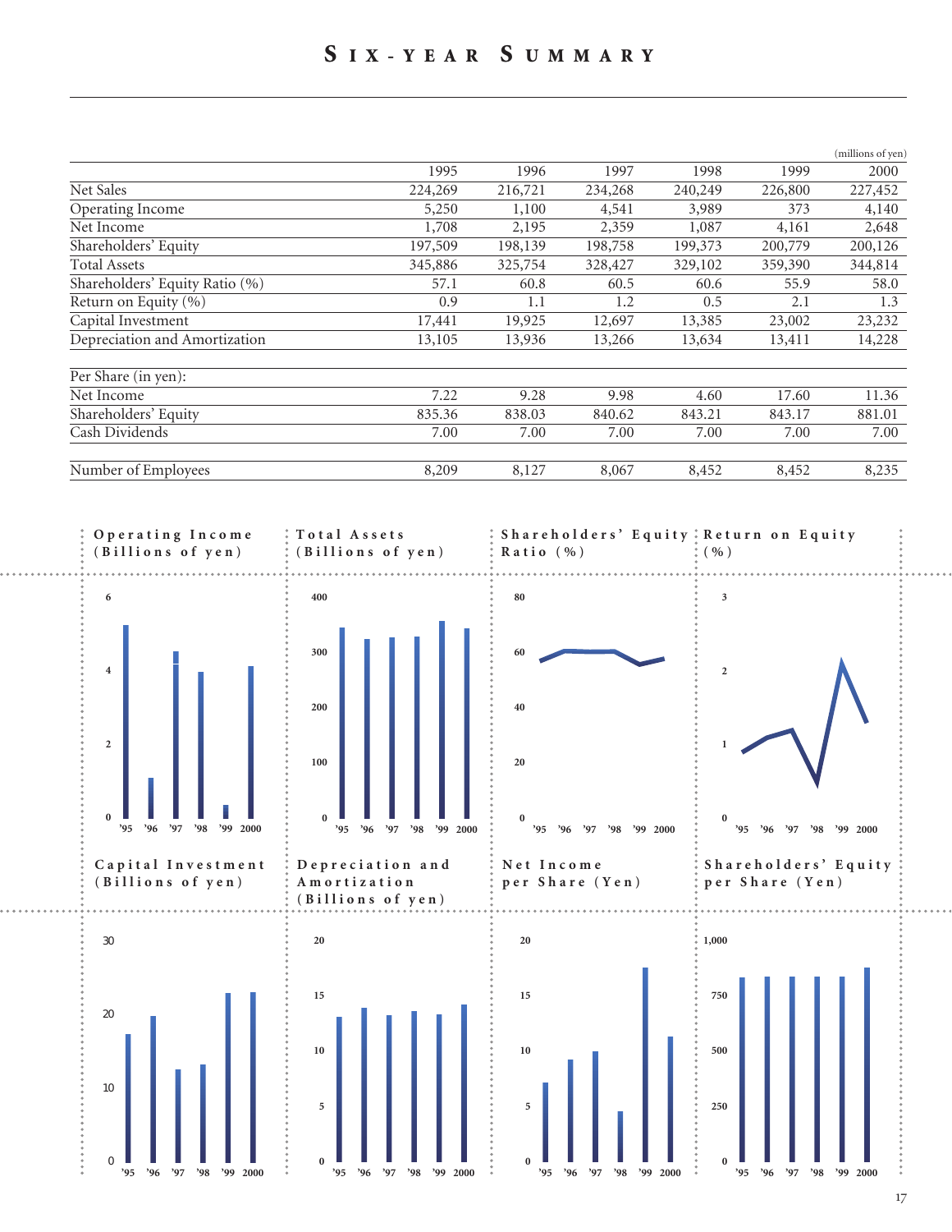# Six-year Summary

(millions of yen)

| | 1995 | 1996 | 1997 | 1998 | 1999 | 2000 |
|---|---|---|---|---|---|---|
| Net Sales | 224,269 | 216,721 | 234,268 | 240,249 | 226,800 | 227,452 |
| Operating Income | 5,250 | 1,100 | 4,541 | 3,989 | 373 | 4,140 |
| Net Income | 1,708 | 2,195 | 2,359 | 1,087 | 4,161 | 2,648 |
| Shareholders' Equity | 197,509 | 198,139 | 198,758 | 199,373 | 200,779 | 200,126 |
| Total Assets | 345,886 | 325,754 | 328,427 | 329,102 | 359,390 | 344,814 |
| Shareholders' Equity Ratio (%) | 57.1 | 60.8 | 60.5 | 60.6 | 55.9 | 58.0 |
| Return on Equity (%) | 0.9 | 1.1 | 1.2 | 0.5 | 2.1 | 1.3 |
| Capital Investment | 17,441 | 19,925 | 12,697 | 13,385 | 23,002 | 23,232 |
| Depreciation and Amortization | 13,105 | 13,936 | 13,266 | 13,634 | 13,411 | 14,228 |
| | | | | | | |
| Per Share (in yen): | | | | | | |
| Net Income | 7.22 | 9.28 | 9.98 | 4.60 | 17.60 | 11.36 |
| Shareholders' Equity | 835.36 | 838.03 | 840.62 | 843.21 | 843.17 | 881.01 |
| Cash Dividends | 7.00 | 7.00 | 7.00 | 7.00 | 7.00 | 7.00 |
| | | | | | | |
| Number of Employees | 8,209 | 8,127 | 8,067 | 8,452 | 8,452 | 8,235 |

**Operating Income (Billions of yen)**

**Total Assets (Billions of yen)**

**Shareholders' Equity Ratio (%)**

**Return on Equity (%)**

**Capital Investment (Billions of yen)**

**Depreciation and Amortization (Billions of yen)**

**Net Income per Share (Yen)**

**Shareholders' Equity per Share (Yen)**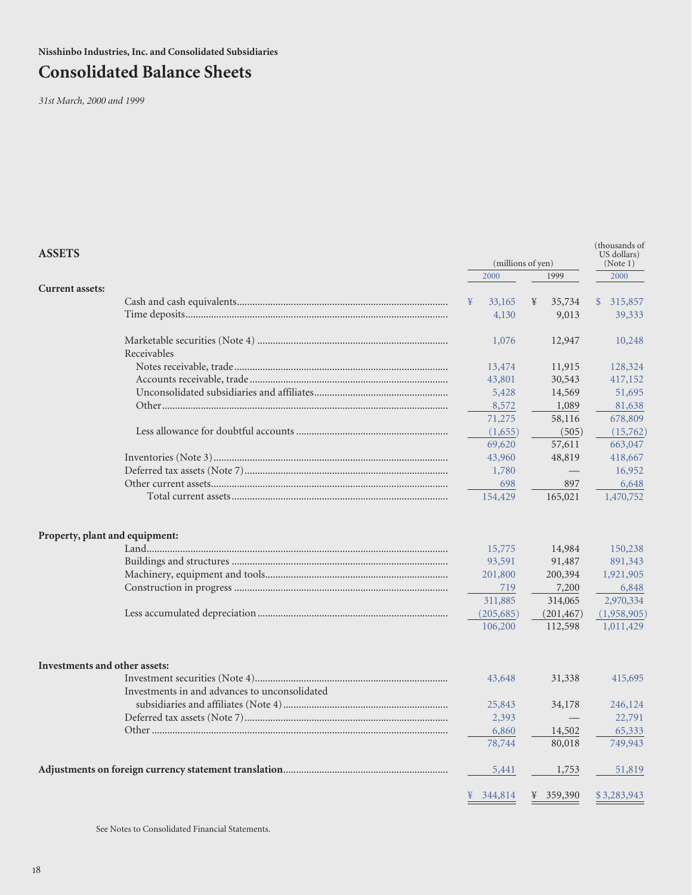**Nisshinbo Industries, Inc. and Consolidated Subsidiaries**

# Consolidated Balance Sheets

*31st March, 2000 and 1999*

| ASSETS | (millions of yen) 2000 | 1999 | (thousands of US dollars) (Note 1) 2000 |
|---|---|---|---|
| **Current assets:** | | | |
| Cash and cash equivalents | ¥ 33,165 | ¥ 35,734 | $ 315,857 |
| Time deposits | 4,130 | 9,013 | 39,333 |
| Marketable securities (Note 4) | 1,076 | 12,947 | 10,248 |
| Receivables | | | |
| Notes receivable, trade | 13,474 | 11,915 | 128,324 |
| Accounts receivable, trade | 43,801 | 30,543 | 417,152 |
| Unconsolidated subsidiaries and affiliates | 5,428 | 14,569 | 51,695 |
| Other | 8,572 | 1,089 | 81,638 |
| | 71,275 | 58,116 | 678,809 |
| Less allowance for doubtful accounts | (1,655) | (505) | (15,762) |
| | 69,620 | 57,611 | 663,047 |
| Inventories (Note 3) | 43,960 | 48,819 | 418,667 |
| Deferred tax assets (Note 7) | 1,780 | — | 16,952 |
| Other current assets | 698 | 897 | 6,648 |
| Total current assets | 154,429 | 165,021 | 1,470,752 |
| **Property, plant and equipment:** | | | |
| Land | 15,775 | 14,984 | 150,238 |
| Buildings and structures | 93,591 | 91,487 | 891,343 |
| Machinery, equipment and tools | 201,800 | 200,394 | 1,921,905 |
| Construction in progress | 719 | 7,200 | 6,848 |
| | 311,885 | 314,065 | 2,970,334 |
| Less accumulated depreciation | (205,685) | (201,467) | (1,958,905) |
| | 106,200 | 112,598 | 1,011,429 |
| **Investments and other assets:** | | | |
| Investment securities (Note 4) | 43,648 | 31,338 | 415,695 |
| Investments in and advances to unconsolidated subsidiaries and affiliates (Note 4) | 25,843 | 34,178 | 246,124 |
| Deferred tax assets (Note 7) | 2,393 | — | 22,791 |
| Other | 6,860 | 14,502 | 65,333 |
| | 78,744 | 80,018 | 749,943 |
| **Adjustments on foreign currency statement translation** | 5,441 | 1,753 | 51,819 |
| | ¥ 344,814 | ¥ 359,390 | $ 3,283,943 |

See Notes to Consolidated Financial Statements.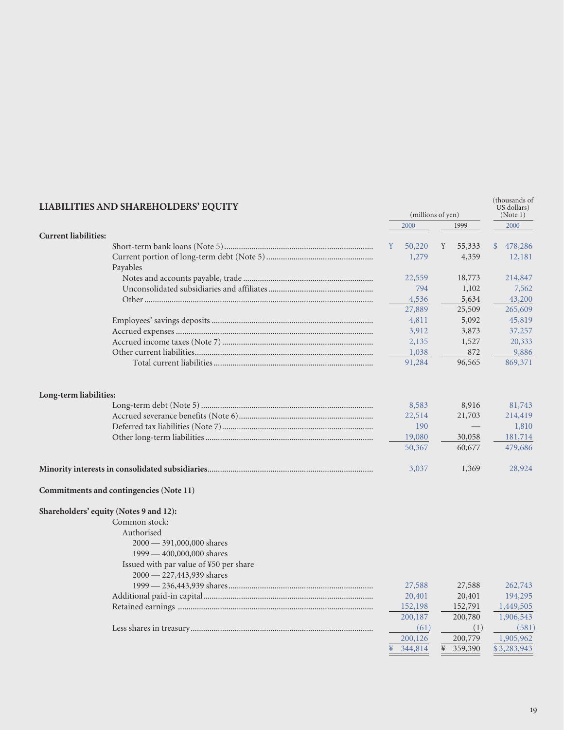## LIABILITIES AND SHAREHOLDERS' EQUITY

| | (millions of yen) | | (thousands of US dollars) (Note 1) |
|---|---|---|---|
| | 2000 | 1999 | 2000 |
| **Current liabilities:** | | | |
| Short-term bank loans (Note 5) | ¥ 50,220 | ¥ 55,333 | $ 478,286 |
| Current portion of long-term debt (Note 5) | 1,279 | 4,359 | 12,181 |
| Payables | | | |
| Notes and accounts payable, trade | 22,559 | 18,773 | 214,847 |
| Unconsolidated subsidiaries and affiliates | 794 | 1,102 | 7,562 |
| Other | 4,536 | 5,634 | 43,200 |
| | 27,889 | 25,509 | 265,609 |
| Employees' savings deposits | 4,811 | 5,092 | 45,819 |
| Accrued expenses | 3,912 | 3,873 | 37,257 |
| Accrued income taxes (Note 7) | 2,135 | 1,527 | 20,333 |
| Other current liabilities | 1,038 | 872 | 9,886 |
| Total current liabilities | 91,284 | 96,565 | 869,371 |
| **Long-term liabilities:** | | | |
| Long-term debt (Note 5) | 8,583 | 8,916 | 81,743 |
| Accrued severance benefits (Note 6) | 22,514 | 21,703 | 214,419 |
| Deferred tax liabilities (Note 7) | 190 | — | 1,810 |
| Other long-term liabilities | 19,080 | 30,058 | 181,714 |
| | 50,367 | 60,677 | 479,686 |
| **Minority interests in consolidated subsidiaries** | 3,037 | 1,369 | 28,924 |
| **Commitments and contingencies (Note 11)** | | | |
| **Shareholders' equity (Notes 9 and 12):** | | | |
| Common stock: | | | |
| Authorised | | | |
| 2000 — 391,000,000 shares | | | |
| 1999 — 400,000,000 shares | | | |
| Issued with par value of ¥50 per share | | | |
| 2000 — 227,443,939 shares | | | |
| 1999 — 236,443,939 shares | 27,588 | 27,588 | 262,743 |
| Additional paid-in capital | 20,401 | 20,401 | 194,295 |
| Retained earnings | 152,198 | 152,791 | 1,449,505 |
| | 200,187 | 200,780 | 1,906,543 |
| Less shares in treasury | (61) | (1) | (581) |
| | 200,126 | 200,779 | 1,905,962 |
| | ¥ 344,814 | ¥ 359,390 | $ 3,283,943 |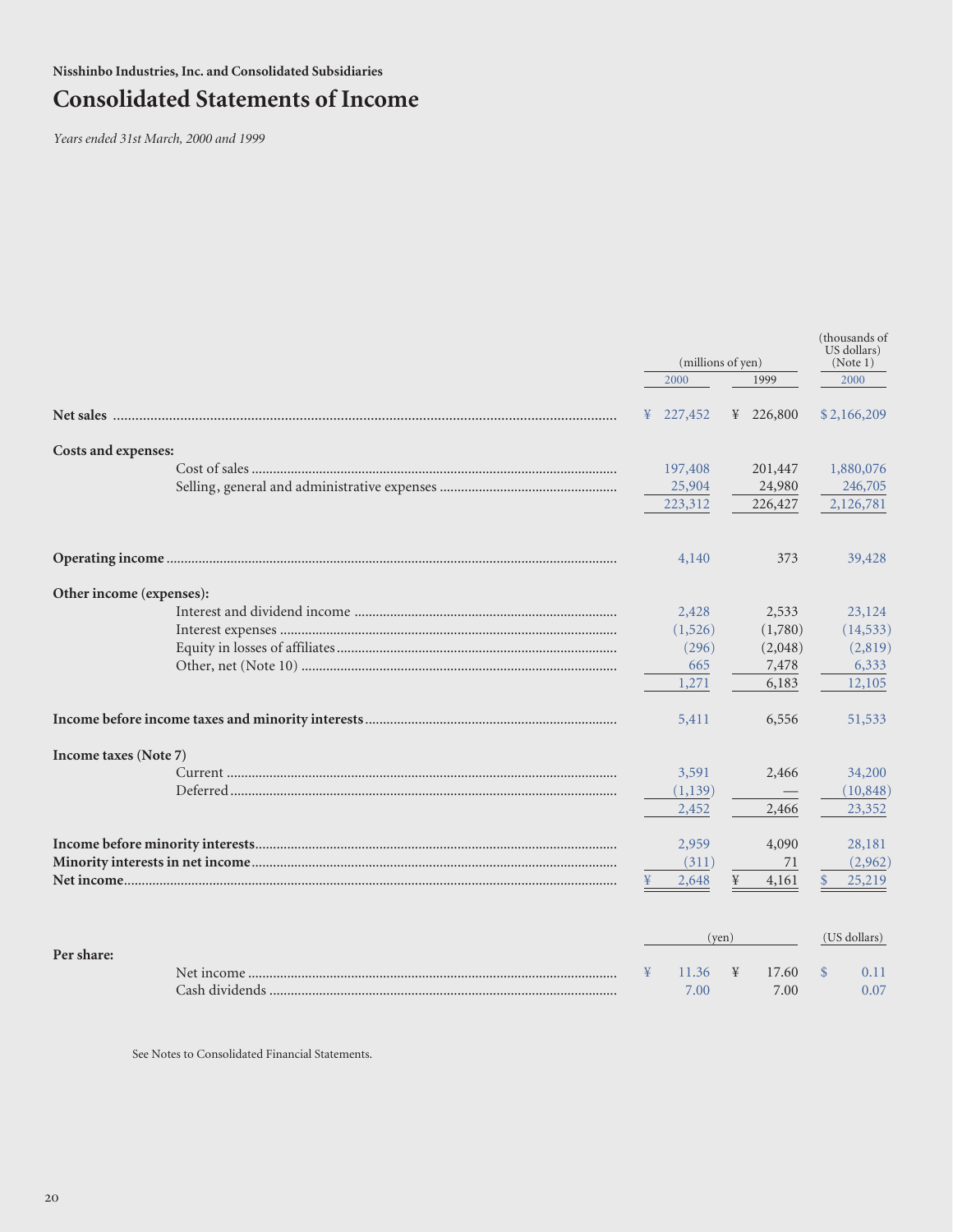**Nisshinbo Industries, Inc. and Consolidated Subsidiaries**

# Consolidated Statements of Income

*Years ended 31st March, 2000 and 1999*

| | (millions of yen) | | (thousands of US dollars) (Note 1) |
|---|---|---|---|
| | 2000 | 1999 | 2000 |
| **Net sales** | ¥ 227,452 | ¥ 226,800 | $ 2,166,209 |
| **Costs and expenses:** | | | |
| Cost of sales | 197,408 | 201,447 | 1,880,076 |
| Selling, general and administrative expenses | 25,904 | 24,980 | 246,705 |
| | 223,312 | 226,427 | 2,126,781 |
| **Operating income** | 4,140 | 373 | 39,428 |
| **Other income (expenses):** | | | |
| Interest and dividend income | 2,428 | 2,533 | 23,124 |
| Interest expenses | (1,526) | (1,780) | (14,533) |
| Equity in losses of affiliates | (296) | (2,048) | (2,819) |
| Other, net (Note 10) | 665 | 7,478 | 6,333 |
| | 1,271 | 6,183 | 12,105 |
| **Income before income taxes and minority interests** | 5,411 | 6,556 | 51,533 |
| **Income taxes (Note 7)** | | | |
| Current | 3,591 | 2,466 | 34,200 |
| Deferred | (1,139) | — | (10,848) |
| | 2,452 | 2,466 | 23,352 |
| **Income before minority interests** | 2,959 | 4,090 | 28,181 |
| **Minority interests in net income** | (311) | 71 | (2,962) |
| **Net income** | ¥ 2,648 | ¥ 4,161 | $ 25,219 |

| | (yen) | | (US dollars) |
|---|---|---|---|
| **Per share:** | | | |
| Net income | ¥ 11.36 | ¥ 17.60 | $ 0.11 |
| Cash dividends | 7.00 | 7.00 | 0.07 |

See Notes to Consolidated Financial Statements.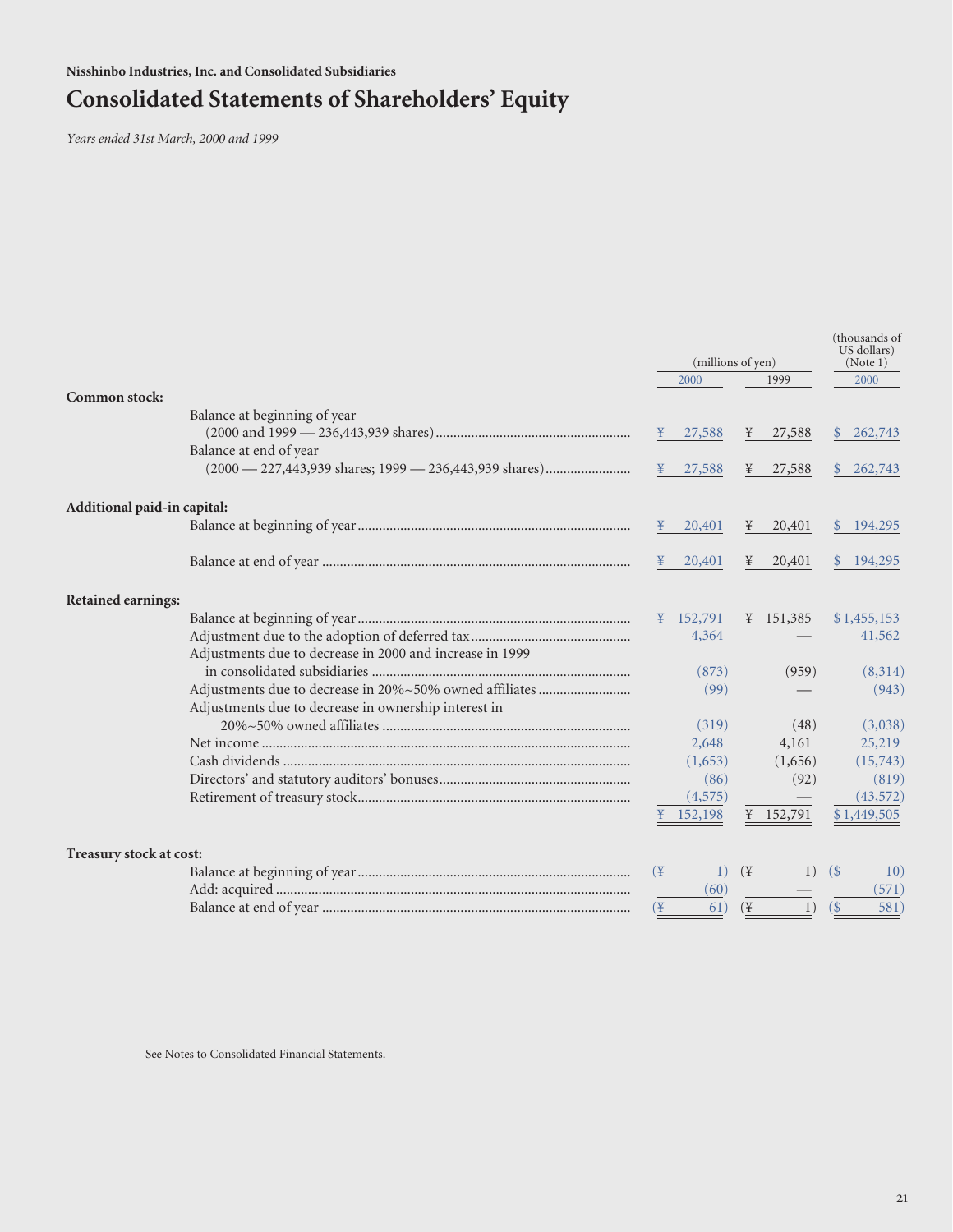Nisshinbo Industries, Inc. and Consolidated Subsidiaries

# Consolidated Statements of Shareholders' Equity

*Years ended 31st March, 2000 and 1999*

| | (millions of yen) | | (thousands of US dollars) (Note 1) |
|---|---|---|---|
| | 2000 | 1999 | 2000 |
| **Common stock:** | | | |
| Balance at beginning of year (2000 and 1999 — 236,443,939 shares) | ¥ 27,588 | ¥ 27,588 | $ 262,743 |
| Balance at end of year (2000 — 227,443,939 shares; 1999 — 236,443,939 shares) | ¥ 27,588 | ¥ 27,588 | $ 262,743 |
| **Additional paid-in capital:** | | | |
| Balance at beginning of year | ¥ 20,401 | ¥ 20,401 | $ 194,295 |
| Balance at end of year | ¥ 20,401 | ¥ 20,401 | $ 194,295 |
| **Retained earnings:** | | | |
| Balance at beginning of year | ¥ 152,791 | ¥ 151,385 | $ 1,455,153 |
| Adjustment due to the adoption of deferred tax | 4,364 | — | 41,562 |
| Adjustments due to decrease in 2000 and increase in 1999 in consolidated subsidiaries | (873) | (959) | (8,314) |
| Adjustments due to decrease in 20%~50% owned affiliates | (99) | — | (943) |
| Adjustments due to decrease in ownership interest in 20%~50% owned affiliates | (319) | (48) | (3,038) |
| Net income | 2,648 | 4,161 | 25,219 |
| Cash dividends | (1,653) | (1,656) | (15,743) |
| Directors' and statutory auditors' bonuses | (86) | (92) | (819) |
| Retirement of treasury stock | (4,575) | — | (43,572) |
| | ¥ 152,198 | ¥ 152,791 | $ 1,449,505 |
| **Treasury stock at cost:** | | | |
| Balance at beginning of year | (¥ 1) | (¥ 1) | ($ 10) |
| Add: acquired | (60) | — | (571) |
| Balance at end of year | (¥ 61) | (¥ 1) | ($ 581) |

See Notes to Consolidated Financial Statements.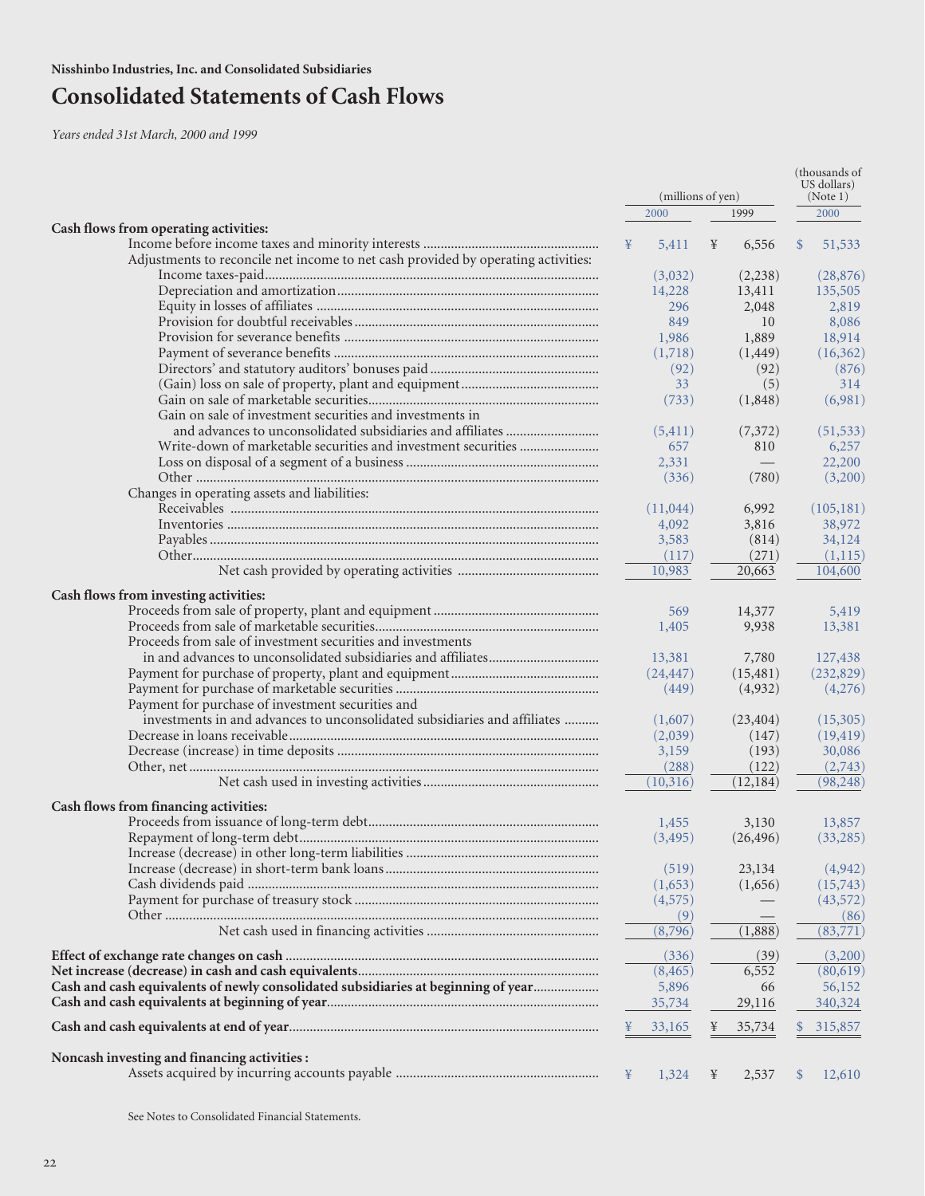**Nisshinbo Industries, Inc. and Consolidated Subsidiaries**

# Consolidated Statements of Cash Flows

*Years ended 31st March, 2000 and 1999*

| | (millions of yen) | | (thousands of US dollars) (Note 1) |
|---|---|---|---|
| | 2000 | 1999 | 2000 |
| **Cash flows from operating activities:** | | | |
| Income before income taxes and minority interests | ¥ 5,411 | ¥ 6,556 | $ 51,533 |
| Adjustments to reconcile net income to net cash provided by operating activities: | | | |
| Income taxes-paid | (3,032) | (2,238) | (28,876) |
| Depreciation and amortization | 14,228 | 13,411 | 135,505 |
| Equity in losses of affiliates | 296 | 2,048 | 2,819 |
| Provision for doubtful receivables | 849 | 10 | 8,086 |
| Provision for severance benefits | 1,986 | 1,889 | 18,914 |
| Payment of severance benefits | (1,718) | (1,449) | (16,362) |
| Directors' and statutory auditors' bonuses paid | (92) | (92) | (876) |
| (Gain) loss on sale of property, plant and equipment | 33 | (5) | 314 |
| Gain on sale of marketable securities | (733) | (1,848) | (6,981) |
| Gain on sale of investment securities and investments in and advances to unconsolidated subsidiaries and affiliates | (5,411) | (7,372) | (51,533) |
| Write-down of marketable securities and investment securities | 657 | 810 | 6,257 |
| Loss on disposal of a segment of a business | 2,331 | — | 22,200 |
| Other | (336) | (780) | (3,200) |
| Changes in operating assets and liabilities: | | | |
| Receivables | (11,044) | 6,992 | (105,181) |
| Inventories | 4,092 | 3,816 | 38,972 |
| Payables | 3,583 | (814) | 34,124 |
| Other | (117) | (271) | (1,115) |
| Net cash provided by operating activities | 10,983 | 20,663 | 104,600 |
| **Cash flows from investing activities:** | | | |
| Proceeds from sale of property, plant and equipment | 569 | 14,377 | 5,419 |
| Proceeds from sale of marketable securities | 1,405 | 9,938 | 13,381 |
| Proceeds from sale of investment securities and investments in and advances to unconsolidated subsidiaries and affiliates | 13,381 | 7,780 | 127,438 |
| Payment for purchase of property, plant and equipment | (24,447) | (15,481) | (232,829) |
| Payment for purchase of marketable securities | (449) | (4,932) | (4,276) |
| Payment for purchase of investment securities and investments in and advances to unconsolidated subsidiaries and affiliates | (1,607) | (23,404) | (15,305) |
| Decrease in loans receivable | (2,039) | (147) | (19,419) |
| Decrease (increase) in time deposits | 3,159 | (193) | 30,086 |
| Other, net | (288) | (122) | (2,743) |
| Net cash used in investing activities | (10,316) | (12,184) | (98,248) |
| **Cash flows from financing activities:** | | | |
| Proceeds from issuance of long-term debt | 1,455 | 3,130 | 13,857 |
| Repayment of long-term debt | (3,495) | (26,496) | (33,285) |
| Increase (decrease) in other long-term liabilities | | | |
| Increase (decrease) in short-term bank loans | (519) | 23,134 | (4,942) |
| Cash dividends paid | (1,653) | (1,656) | (15,743) |
| Payment for purchase of treasury stock | (4,575) | — | (43,572) |
| Other | (9) | — | (86) |
| Net cash used in financing activities | (8,796) | (1,888) | (83,771) |
| **Effect of exchange rate changes on cash** | (336) | (39) | (3,200) |
| **Net increase (decrease) in cash and cash equivalents** | (8,465) | 6,552 | (80,619) |
| **Cash and cash equivalents of newly consolidated subsidiaries at beginning of year** | 5,896 | 66 | 56,152 |
| **Cash and cash equivalents at beginning of year** | 35,734 | 29,116 | 340,324 |
| **Cash and cash equivalents at end of year** | ¥ 33,165 | ¥ 35,734 | $ 315,857 |
| **Noncash investing and financing activities:** | | | |
| Assets acquired by incurring accounts payable | ¥ 1,324 | ¥ 2,537 | $ 12,610 |

See Notes to Consolidated Financial Statements.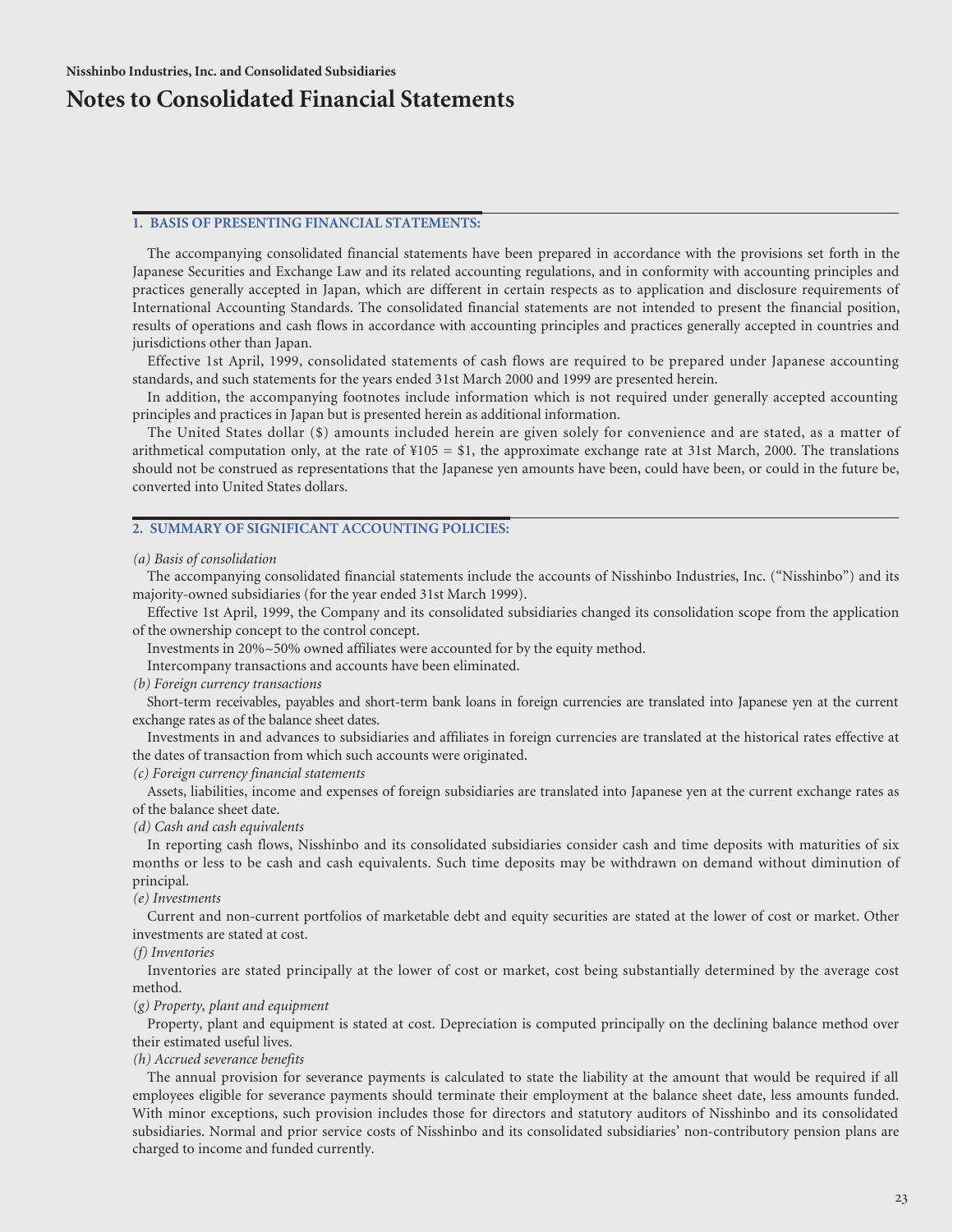Nisshinbo Industries, Inc. and Consolidated Subsidiaries

# Notes to Consolidated Financial Statements

## 1. BASIS OF PRESENTING FINANCIAL STATEMENTS:

The accompanying consolidated financial statements have been prepared in accordance with the provisions set forth in the Japanese Securities and Exchange Law and its related accounting regulations, and in conformity with accounting principles and practices generally accepted in Japan, which are different in certain respects as to application and disclosure requirements of International Accounting Standards. The consolidated financial statements are not intended to present the financial position, results of operations and cash flows in accordance with accounting principles and practices generally accepted in countries and jurisdictions other than Japan.

Effective 1st April, 1999, consolidated statements of cash flows are required to be prepared under Japanese accounting standards, and such statements for the years ended 31st March 2000 and 1999 are presented herein.

In addition, the accompanying footnotes include information which is not required under generally accepted accounting principles and practices in Japan but is presented herein as additional information.

The United States dollar ($) amounts included herein are given solely for convenience and are stated, as a matter of arithmetical computation only, at the rate of ¥105 = $1, the approximate exchange rate at 31st March, 2000. The translations should not be construed as representations that the Japanese yen amounts have been, could have been, or could in the future be, converted into United States dollars.

## 2. SUMMARY OF SIGNIFICANT ACCOUNTING POLICIES:

*(a) Basis of consolidation*

The accompanying consolidated financial statements include the accounts of Nisshinbo Industries, Inc. ("Nisshinbo") and its majority-owned subsidiaries (for the year ended 31st March 1999).

Effective 1st April, 1999, the Company and its consolidated subsidiaries changed its consolidation scope from the application of the ownership concept to the control concept.

Investments in 20%~50% owned affiliates were accounted for by the equity method.

Intercompany transactions and accounts have been eliminated.

*(b) Foreign currency transactions*

Short-term receivables, payables and short-term bank loans in foreign currencies are translated into Japanese yen at the current exchange rates as of the balance sheet dates.

Investments in and advances to subsidiaries and affiliates in foreign currencies are translated at the historical rates effective at the dates of transaction from which such accounts were originated.

*(c) Foreign currency financial statements*

Assets, liabilities, income and expenses of foreign subsidiaries are translated into Japanese yen at the current exchange rates as of the balance sheet date.

*(d) Cash and cash equivalents*

In reporting cash flows, Nisshinbo and its consolidated subsidiaries consider cash and time deposits with maturities of six months or less to be cash and cash equivalents. Such time deposits may be withdrawn on demand without diminution of principal.

*(e) Investments*

Current and non-current portfolios of marketable debt and equity securities are stated at the lower of cost or market. Other investments are stated at cost.

*(f) Inventories*

Inventories are stated principally at the lower of cost or market, cost being substantially determined by the average cost method.

*(g) Property, plant and equipment*

Property, plant and equipment is stated at cost. Depreciation is computed principally on the declining balance method over their estimated useful lives.

*(h) Accrued severance benefits*

The annual provision for severance payments is calculated to state the liability at the amount that would be required if all employees eligible for severance payments should terminate their employment at the balance sheet date, less amounts funded. With minor exceptions, such provision includes those for directors and statutory auditors of Nisshinbo and its consolidated subsidiaries. Normal and prior service costs of Nisshinbo and its consolidated subsidiaries' non-contributory pension plans are charged to income and funded currently.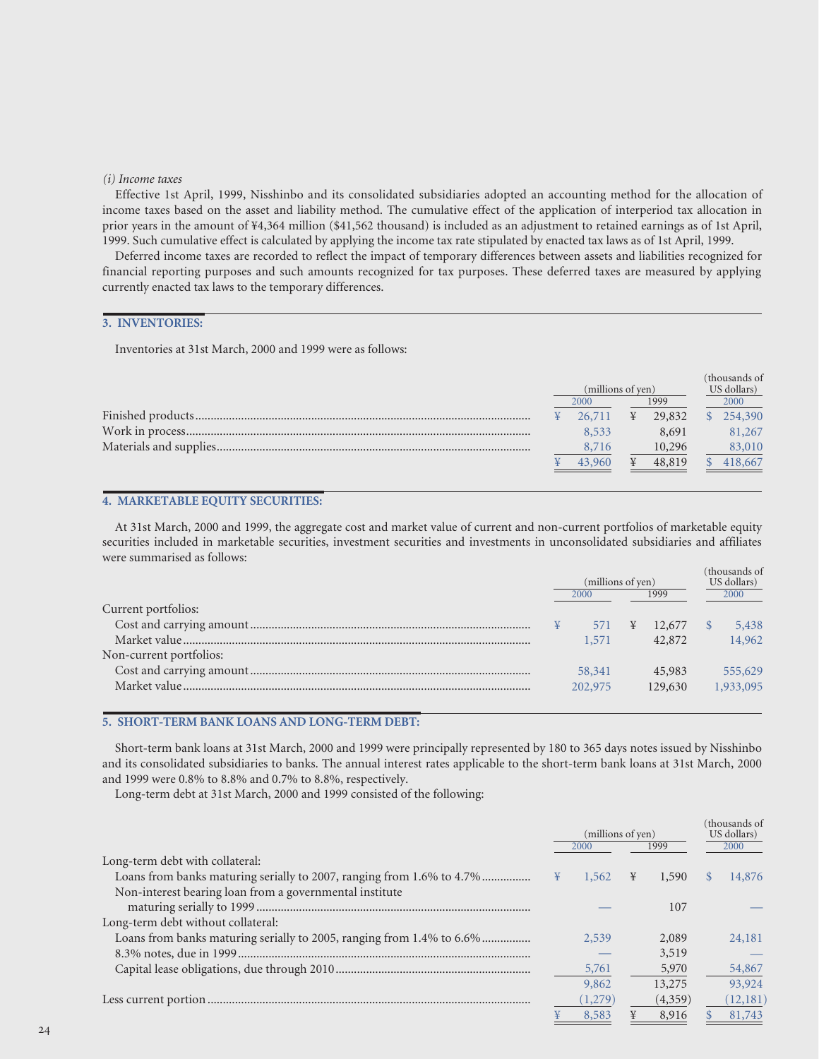*(i) Income taxes*

Effective 1st April, 1999, Nisshinbo and its consolidated subsidiaries adopted an accounting method for the allocation of income taxes based on the asset and liability method. The cumulative effect of the application of interperiod tax allocation in prior years in the amount of ¥4,364 million ($41,562 thousand) is included as an adjustment to retained earnings as of 1st April, 1999. Such cumulative effect is calculated by applying the income tax rate stipulated by enacted tax laws as of 1st April, 1999.

Deferred income taxes are recorded to reflect the impact of temporary differences between assets and liabilities recognized for financial reporting purposes and such amounts recognized for tax purposes. These deferred taxes are measured by applying currently enacted tax laws to the temporary differences.

## 3. INVENTORIES:

Inventories at 31st March, 2000 and 1999 were as follows:

| | (millions of yen) | | (thousands of US dollars) |
|---|---|---|---|
| | 2000 | 1999 | 2000 |
| Finished products | ¥ 26,711 | ¥ 29,832 | $ 254,390 |
| Work in process | 8,533 | 8,691 | 81,267 |
| Materials and supplies | 8,716 | 10,296 | 83,010 |
| | ¥ 43,960 | ¥ 48,819 | $ 418,667 |

## 4. MARKETABLE EQUITY SECURITIES:

At 31st March, 2000 and 1999, the aggregate cost and market value of current and non-current portfolios of marketable equity securities included in marketable securities, investment securities and investments in unconsolidated subsidiaries and affiliates were summarised as follows:

| | (millions of yen) | | (thousands of US dollars) |
|---|---|---|---|
| | 2000 | 1999 | 2000 |
| Current portfolios: | | | |
| Cost and carrying amount | ¥ 571 | ¥ 12,677 | $ 5,438 |
| Market value | 1,571 | 42,872 | 14,962 |
| Non-current portfolios: | | | |
| Cost and carrying amount | 58,341 | 45,983 | 555,629 |
| Market value | 202,975 | 129,630 | 1,933,095 |

## 5. SHORT-TERM BANK LOANS AND LONG-TERM DEBT:

Short-term bank loans at 31st March, 2000 and 1999 were principally represented by 180 to 365 days notes issued by Nisshinbo and its consolidated subsidiaries to banks. The annual interest rates applicable to the short-term bank loans at 31st March, 2000 and 1999 were 0.8% to 8.8% and 0.7% to 8.8%, respectively.

Long-term debt at 31st March, 2000 and 1999 consisted of the following:

| | (millions of yen) | | (thousands of US dollars) |
|---|---|---|---|
| | 2000 | 1999 | 2000 |
| Long-term debt with collateral: | | | |
| Loans from banks maturing serially to 2007, ranging from 1.6% to 4.7% | ¥ 1,562 | ¥ 1,590 | $ 14,876 |
| Non-interest bearing loan from a governmental institute maturing serially to 1999 | — | 107 | — |
| Long-term debt without collateral: | | | |
| Loans from banks maturing serially to 2005, ranging from 1.4% to 6.6% | 2,539 | 2,089 | 24,181 |
| 8.3% notes, due in 1999 | — | 3,519 | — |
| Capital lease obligations, due through 2010 | 5,761 | 5,970 | 54,867 |
| | 9,862 | 13,275 | 93,924 |
| Less current portion | (1,279) | (4,359) | (12,181) |
| | ¥ 8,583 | ¥ 8,916 | $ 81,743 |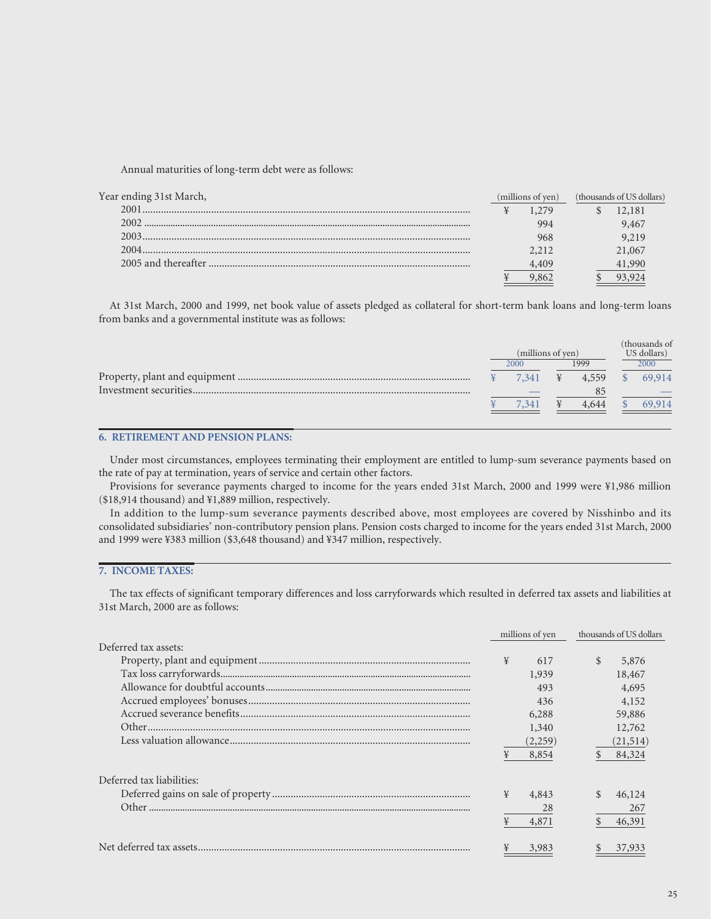Annual maturities of long-term debt were as follows:

| Year ending 31st March, | (millions of yen) | (thousands of US dollars) |
|---|---|---|
| 2001 | ¥ 1,279 | $ 12,181 |
| 2002 | 994 | 9,467 |
| 2003 | 968 | 9,219 |
| 2004 | 2,212 | 21,067 |
| 2005 and thereafter | 4,409 | 41,990 |
| | ¥ 9,862 | $ 93,924 |

At 31st March, 2000 and 1999, net book value of assets pledged as collateral for short-term bank loans and long-term loans from banks and a governmental institute was as follows:

| | (millions of yen) | | (thousands of US dollars) |
|---|---|---|---|
| | 2000 | 1999 | 2000 |
| Property, plant and equipment | ¥ 7,341 | ¥ 4,559 | $ 69,914 |
| Investment securities | — | 85 | — |
| | ¥ 7,341 | ¥ 4,644 | $ 69,914 |

## 6. RETIREMENT AND PENSION PLANS:

Under most circumstances, employees terminating their employment are entitled to lump-sum severance payments based on the rate of pay at termination, years of service and certain other factors.

Provisions for severance payments charged to income for the years ended 31st March, 2000 and 1999 were ¥1,986 million ($18,914 thousand) and ¥1,889 million, respectively.

In addition to the lump-sum severance payments described above, most employees are covered by Nisshinbo and its consolidated subsidiaries' non-contributory pension plans. Pension costs charged to income for the years ended 31st March, 2000 and 1999 were ¥383 million ($3,648 thousand) and ¥347 million, respectively.

## 7. INCOME TAXES:

The tax effects of significant temporary differences and loss carryforwards which resulted in deferred tax assets and liabilities at 31st March, 2000 are as follows:

| | millions of yen | thousands of US dollars |
|---|---|---|
| Deferred tax assets: | | |
| Property, plant and equipment | ¥ 617 | $ 5,876 |
| Tax loss carryforwards | 1,939 | 18,467 |
| Allowance for doubtful accounts | 493 | 4,695 |
| Accrued employees' bonuses | 436 | 4,152 |
| Accrued severance benefits | 6,288 | 59,886 |
| Other | 1,340 | 12,762 |
| Less valuation allowance | (2,259) | (21,514) |
| | ¥ 8,854 | $ 84,324 |
| Deferred tax liabilities: | | |
| Deferred gains on sale of property | ¥ 4,843 | $ 46,124 |
| Other | 28 | 267 |
| | ¥ 4,871 | $ 46,391 |
| Net deferred tax assets | ¥ 3,983 | $ 37,933 |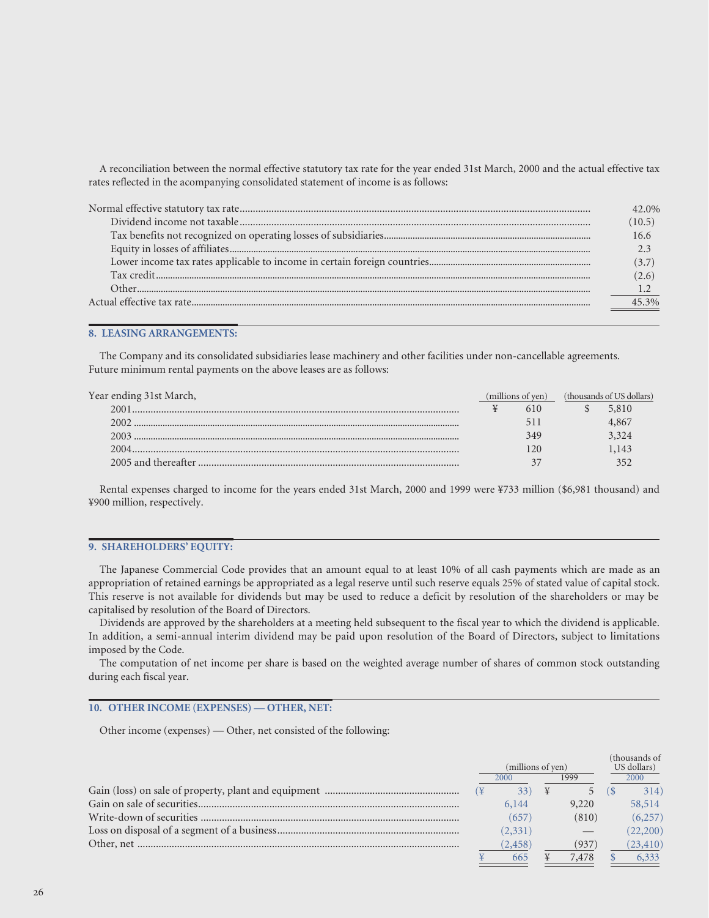A reconciliation between the normal effective statutory tax rate for the year ended 31st March, 2000 and the actual effective tax rates reflected in the acompanying consolidated statement of income is as follows:

| | |
|---|---|
| Normal effective statutory tax rate | 42.0% |
| Dividend income not taxable | (10.5) |
| Tax benefits not recognized on operating losses of subsidiaries | 16.6 |
| Equity in losses of affiliates | 2.3 |
| Lower income tax rates applicable to income in certain foreign countries | (3.7) |
| Tax credit | (2.6) |
| Other | 1.2 |
| Actual effective tax rate | 45.3% |

## 8. LEASING ARRANGEMENTS:

The Company and its consolidated subsidiaries lease machinery and other facilities under non-cancellable agreements. Future minimum rental payments on the above leases are as follows:

| Year ending 31st March, | (millions of yen) | (thousands of US dollars) |
|---|---|---|
| 2001 | ¥ 610 | $ 5,810 |
| 2002 | 511 | 4,867 |
| 2003 | 349 | 3,324 |
| 2004 | 120 | 1,143 |
| 2005 and thereafter | 37 | 352 |

Rental expenses charged to income for the years ended 31st March, 2000 and 1999 were ¥733 million ($6,981 thousand) and ¥900 million, respectively.

## 9. SHAREHOLDERS' EQUITY:

The Japanese Commercial Code provides that an amount equal to at least 10% of all cash payments which are made as an appropriation of retained earnings be appropriated as a legal reserve until such reserve equals 25% of stated value of capital stock. This reserve is not available for dividends but may be used to reduce a deficit by resolution of the shareholders or may be capitalised by resolution of the Board of Directors.

Dividends are approved by the shareholders at a meeting held subsequent to the fiscal year to which the dividend is applicable. In addition, a semi-annual interim dividend may be paid upon resolution of the Board of Directors, subject to limitations imposed by the Code.

The computation of net income per share is based on the weighted average number of shares of common stock outstanding during each fiscal year.

## 10. OTHER INCOME (EXPENSES) — OTHER, NET:

Other income (expenses) — Other, net consisted of the following:

| | (millions of yen) | | (thousands of US dollars) |
|---|---|---|---|
| | 2000 | 1999 | 2000 |
| Gain (loss) on sale of property, plant and equipment | (¥ 33) | ¥ 5 | ($ 314) |
| Gain on sale of securities | 6,144 | 9,220 | 58,514 |
| Write-down of securities | (657) | (810) | (6,257) |
| Loss on disposal of a segment of a business | (2,331) | — | (22,200) |
| Other, net | (2,458) | (937) | (23,410) |
| | ¥ 665 | ¥ 7,478 | $ 6,333 |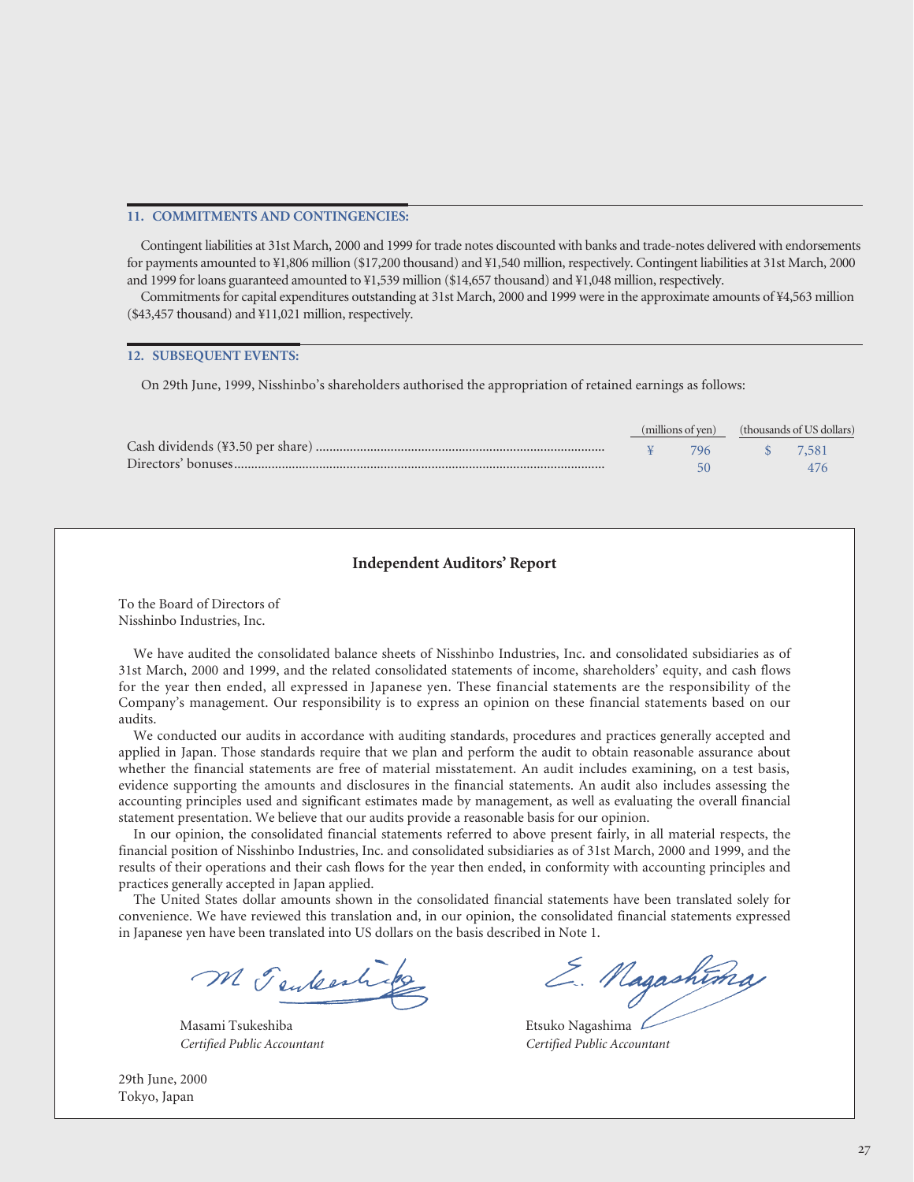## 11. COMMITMENTS AND CONTINGENCIES:

Contingent liabilities at 31st March, 2000 and 1999 for trade notes discounted with banks and trade-notes delivered with endorsements for payments amounted to ¥1,806 million ($17,200 thousand) and ¥1,540 million, respectively. Contingent liabilities at 31st March, 2000 and 1999 for loans guaranteed amounted to ¥1,539 million ($14,657 thousand) and ¥1,048 million, respectively.

Commitments for capital expenditures outstanding at 31st March, 2000 and 1999 were in the approximate amounts of ¥4,563 million ($43,457 thousand) and ¥11,021 million, respectively.

## 12. SUBSEQUENT EVENTS:

On 29th June, 1999, Nisshinbo's shareholders authorised the appropriation of retained earnings as follows:

| | (millions of yen) | (thousands of US dollars) |
|---|---|---|
| Cash dividends (¥3.50 per share) | ¥ 796 | $ 7,581 |
| Directors' bonuses | 50 | 476 |

### Independent Auditors' Report

To the Board of Directors of
Nisshinbo Industries, Inc.

We have audited the consolidated balance sheets of Nisshinbo Industries, Inc. and consolidated subsidiaries as of 31st March, 2000 and 1999, and the related consolidated statements of income, shareholders' equity, and cash flows for the year then ended, all expressed in Japanese yen. These financial statements are the responsibility of the Company's management. Our responsibility is to express an opinion on these financial statements based on our audits.

We conducted our audits in accordance with auditing standards, procedures and practices generally accepted and applied in Japan. Those standards require that we plan and perform the audit to obtain reasonable assurance about whether the financial statements are free of material misstatement. An audit includes examining, on a test basis, evidence supporting the amounts and disclosures in the financial statements. An audit also includes assessing the accounting principles used and significant estimates made by management, as well as evaluating the overall financial statement presentation. We believe that our audits provide a reasonable basis for our opinion.

In our opinion, the consolidated financial statements referred to above present fairly, in all material respects, the financial position of Nisshinbo Industries, Inc. and consolidated subsidiaries as of 31st March, 2000 and 1999, and the results of their operations and their cash flows for the year then ended, in conformity with accounting principles and practices generally accepted in Japan applied.

The United States dollar amounts shown in the consolidated financial statements have been translated solely for convenience. We have reviewed this translation and, in our opinion, the consolidated financial statements expressed in Japanese yen have been translated into US dollars on the basis described in Note 1.

Masami Tsukeshiba
*Certified Public Accountant*

Etsuko Nagashima
*Certified Public Accountant*

29th June, 2000
Tokyo, Japan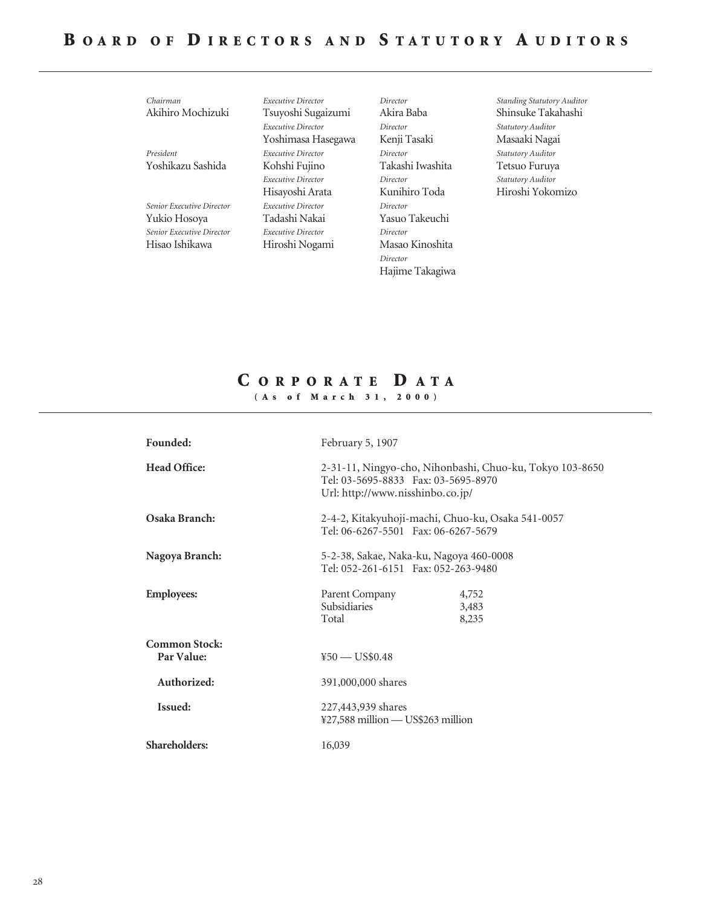# Board of Directors and Statutory Auditors

*Chairman*
Akihiro Mochizuki

*President*
Yoshikazu Sashida

*Senior Executive Director*
Yukio Hosoya

*Senior Executive Director*
Hisao Ishikawa

*Executive Director*
Tsuyoshi Sugaizumi

*Executive Director*
Yoshimasa Hasegawa

*Executive Director*
Kohshi Fujino

*Executive Director*
Hisayoshi Arata

*Executive Director*
Tadashi Nakai

*Executive Director*
Hiroshi Nogami

*Director*
Akira Baba

*Director*
Kenji Tasaki

*Director*
Takashi Iwashita

*Director*
Kunihiro Toda

*Director*
Yasuo Takeuchi

*Director*
Masao Kinoshita

*Director*
Hajime Takagiwa

*Standing Statutory Auditor*
Shinsuke Takahashi

*Statutory Auditor*
Masaaki Nagai

*Statutory Auditor*
Tetsuo Furuya

*Statutory Auditor*
Hiroshi Yokomizo

# Corporate Data

**(As of March 31, 2000)**

**Founded:** February 5, 1907

**Head Office:** 2-31-11, Ningyo-cho, Nihonbashi, Chuo-ku, Tokyo 103-8650
Tel: 03-5695-8833 Fax: 03-5695-8970
Url: http://www.nisshinbo.co.jp/

**Osaka Branch:** 2-4-2, Kitakyuhoji-machi, Chuo-ku, Osaka 541-0057
Tel: 06-6267-5501 Fax: 06-6267-5679

**Nagoya Branch:** 5-2-38, Sakae, Naka-ku, Nagoya 460-0008
Tel: 052-261-6151 Fax: 052-263-9480

**Employees:**

| | |
|---|---|
| Parent Company | 4,752 |
| Subsidiaries | 3,483 |
| Total | 8,235 |

**Common Stock:**

**Par Value:** ¥50 — US$0.48

**Authorized:** 391,000,000 shares

**Issued:** 227,443,939 shares
¥27,588 million — US$263 million

**Shareholders:** 16,039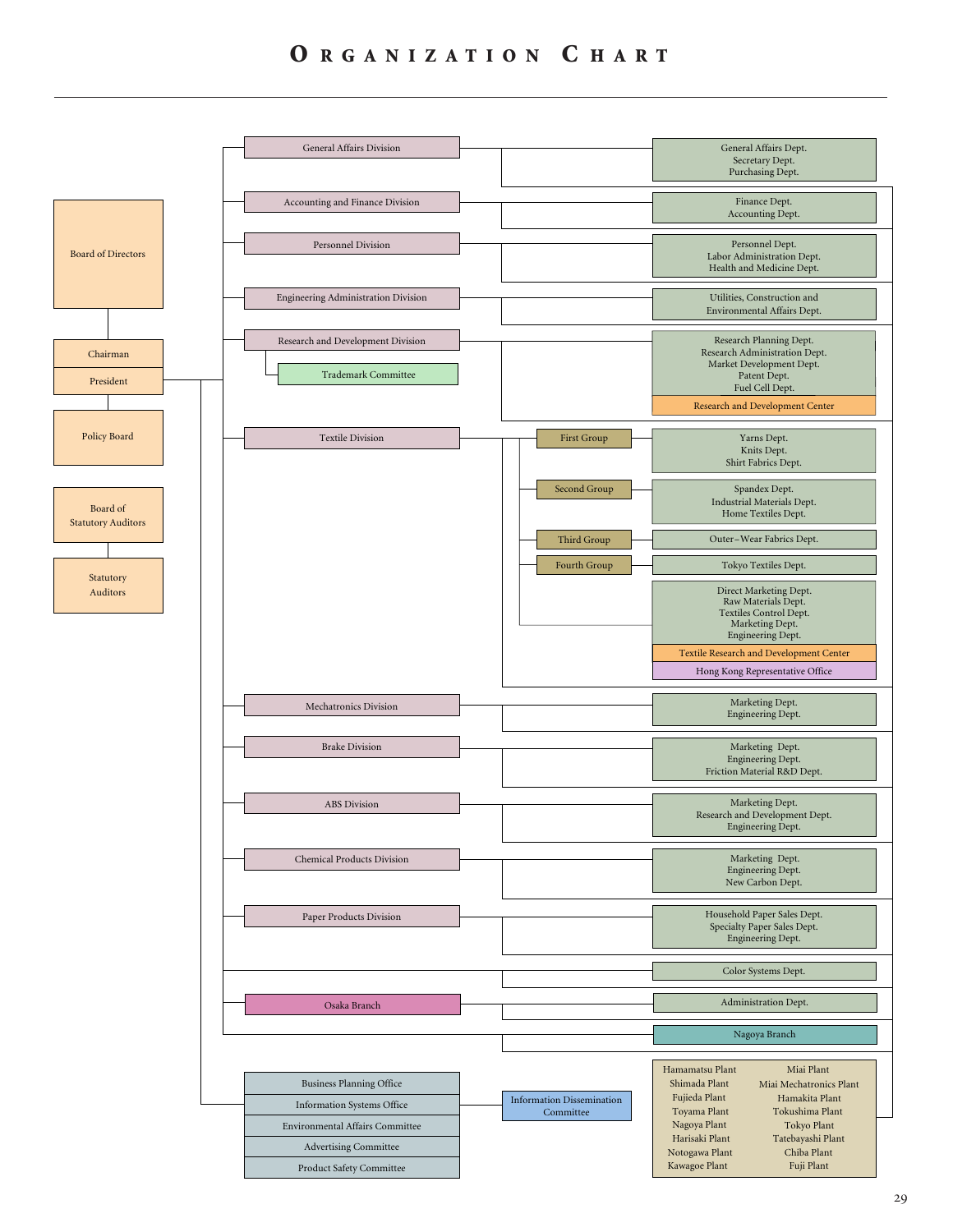# ORGANIZATION CHART

- Board of Directors
  - Chairman
  - President
    - General Affairs Division
      - General Affairs Dept.
      - Secretary Dept.
      - Purchasing Dept.
    - Accounting and Finance Division
      - Finance Dept.
      - Accounting Dept.
    - Personnel Division
      - Personnel Dept.
      - Labor Administration Dept.
      - Health and Medicine Dept.
    - Engineering Administration Division
      - Utilities, Construction and Environmental Affairs Dept.
    - Research and Development Division
      - Trademark Committee
      - Research Planning Dept.
      - Research Administration Dept.
      - Market Development Dept.
      - Patent Dept.
      - Fuel Cell Dept.
      - Research and Development Center
    - Textile Division
      - First Group
        - Yarns Dept.
        - Knits Dept.
        - Shirt Fabrics Dept.
      - Second Group
        - Spandex Dept.
        - Industrial Materials Dept.
        - Home Textiles Dept.
      - Third Group
        - Outer-Wear Fabrics Dept.
      - Fourth Group
        - Tokyo Textiles Dept.
      - Direct Marketing Dept.
      - Raw Materials Dept.
      - Textiles Control Dept.
      - Marketing Dept.
      - Engineering Dept.
      - Textile Research and Development Center
      - Hong Kong Representative Office
    - Mechatronics Division
      - Marketing Dept.
      - Engineering Dept.
    - Brake Division
      - Marketing Dept.
      - Engineering Dept.
      - Friction Material R&D Dept.
    - ABS Division
      - Marketing Dept.
      - Research and Development Dept.
      - Engineering Dept.
    - Chemical Products Division
      - Marketing Dept.
      - Engineering Dept.
      - New Carbon Dept.
    - Paper Products Division
      - Household Paper Sales Dept.
      - Specialty Paper Sales Dept.
      - Engineering Dept.
    - Color Systems Dept.
    - Osaka Branch
      - Administration Dept.
    - Nagoya Branch
    - Hamamatsu Plant, Shimada Plant, Fujieda Plant, Toyama Plant, Nagoya Plant, Harisaki Plant, Notogawa Plant, Kawagoe Plant, Miai Plant, Miai Mechatronics Plant, Hamakita Plant, Tokushima Plant, Tokyo Plant, Tatebayashi Plant, Chiba Plant, Fuji Plant
    - Business Planning Office
    - Information Systems Office
    - Environmental Affairs Committee
    - Advertising Committee
    - Product Safety Committee
    - Information Dissemination Committee
  - Policy Board
- Board of Statutory Auditors
- Statutory Auditors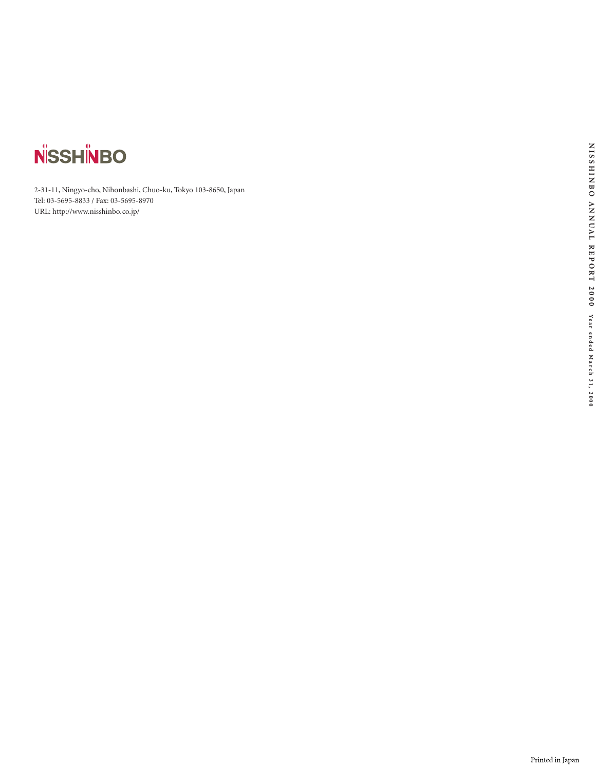NISSHINBO

2-31-11, Ningyo-cho, Nihonbashi, Chuo-ku, Tokyo 103-8650, Japan
Tel: 03-5695-8833 / Fax: 03-5695-8970
URL: http://www.nisshinbo.co.jp/

NISSHINBO ANNUAL REPORT 2000 Year ended March 31, 2000

Printed in Japan